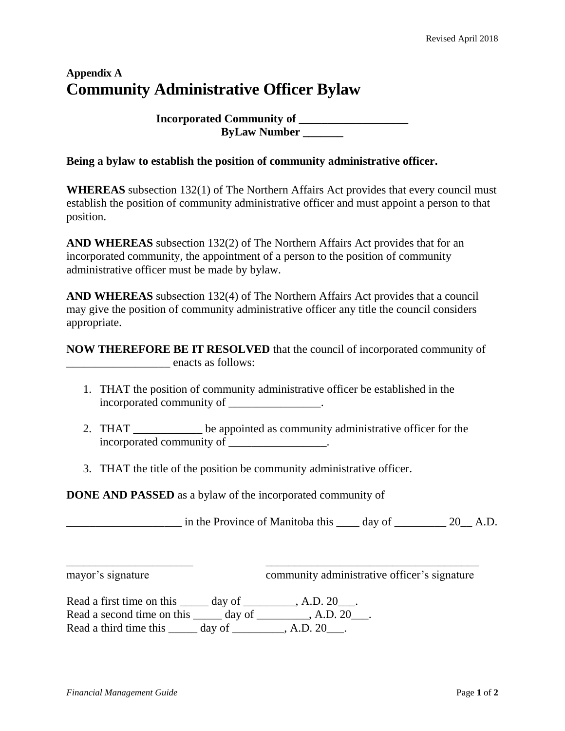## Appendix A

# Community Administrative Officer Bylaw

**Incorporated Community of ___________________**
**ByLaw Number _______**

**Being a bylaw to establish the position of community administrative officer.**

**WHEREAS** subsection 132(1) of The Northern Affairs Act provides that every council must establish the position of community administrative officer and must appoint a person to that position.

**AND WHEREAS** subsection 132(2) of The Northern Affairs Act provides that for an incorporated community, the appointment of a person to the position of community administrative officer must be made by bylaw.

**AND WHEREAS** subsection 132(4) of The Northern Affairs Act provides that a council may give the position of community administrative officer any title the council considers appropriate.

**NOW THEREFORE BE IT RESOLVED** that the council of incorporated community of __________________ enacts as follows:

1. THAT the position of community administrative officer be established in the incorporated community of ________________.
2. THAT ____________ be appointed as community administrative officer for the incorporated community of _________________.
3. THAT the title of the position be community administrative officer.

**DONE AND PASSED** as a bylaw of the incorporated community of

____________________ in the Province of Manitoba this ____ day of _________ 20__ A.D.

______________________ mayor's signature

_____________________________________ community administrative officer's signature

Read a first time on this _____ day of _________, A.D. 20___.
Read a second time on this _____ day of _________, A.D. 20___.
Read a third time this _____ day of _________, A.D. 20___.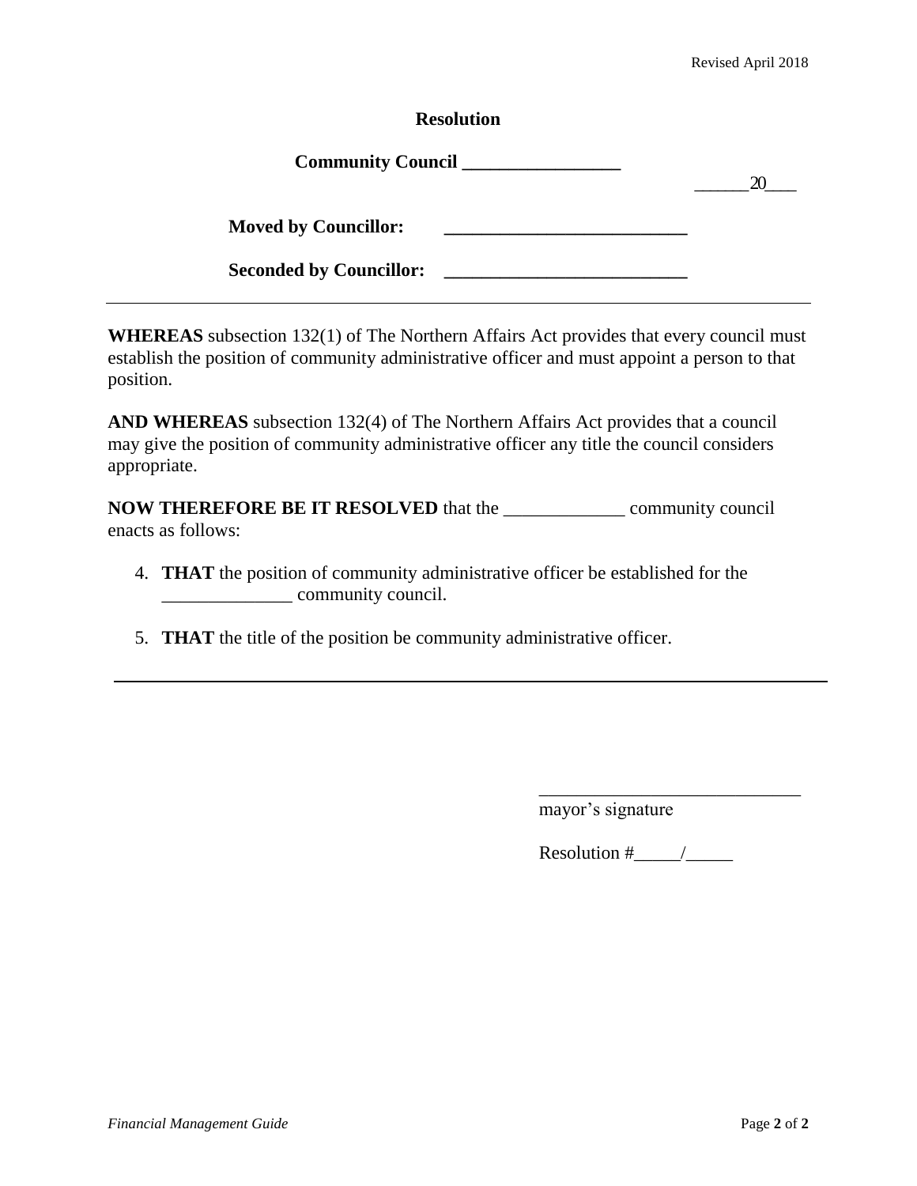Revised April 2018

**Resolution**

**Community Council \_\_\_\_\_\_\_\_\_\_\_\_\_\_\_\_\_**

\_\_\_\_\_\_20\_\_\_

**Moved by Councillor:** \_\_\_\_\_\_\_\_\_\_\_\_\_\_\_\_\_\_\_\_\_\_\_\_\_\_

**Seconded by Councillor:** \_\_\_\_\_\_\_\_\_\_\_\_\_\_\_\_\_\_\_\_\_\_\_\_\_\_

---

**WHEREAS** subsection 132(1) of The Northern Affairs Act provides that every council must establish the position of community administrative officer and must appoint a person to that position.

**AND WHEREAS** subsection 132(4) of The Northern Affairs Act provides that a council may give the position of community administrative officer any title the council considers appropriate.

**NOW THEREFORE BE IT RESOLVED** that the \_\_\_\_\_\_\_\_\_\_\_\_\_ community council enacts as follows:

4. **THAT** the position of community administrative officer be established for the \_\_\_\_\_\_\_\_\_\_\_\_\_\_ community council.

5. **THAT** the title of the position be community administrative officer.

---

\_\_\_\_\_\_\_\_\_\_\_\_\_\_\_\_\_\_\_\_\_\_\_\_\_\_\_\_

mayor's signature

Resolution #\_\_\_\_\_/\_\_\_\_\_